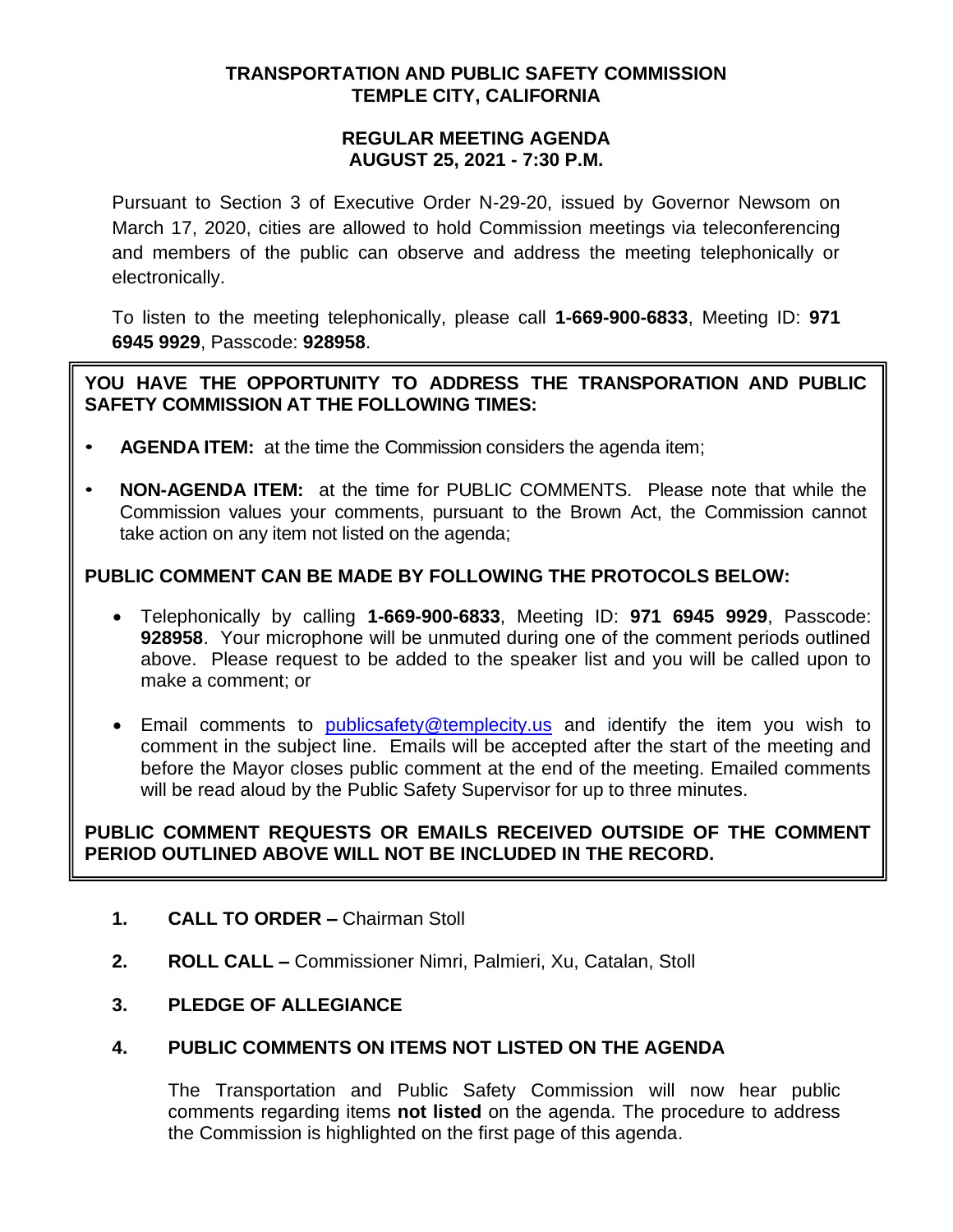**TRANSPORTATION AND PUBLIC SAFETY COMMISSION**
**TEMPLE CITY, CALIFORNIA**

**REGULAR MEETING AGENDA**
**AUGUST 25, 2021 - 7:30 P.M.**

Pursuant to Section 3 of Executive Order N-29-20, issued by Governor Newsom on March 17, 2020, cities are allowed to hold Commission meetings via teleconferencing and members of the public can observe and address the meeting telephonically or electronically.

To listen to the meeting telephonically, please call **1-669-900-6833**, Meeting ID: **971 6945 9929**, Passcode: **928958**.

**YOU HAVE THE OPPORTUNITY TO ADDRESS THE TRANSPORATION AND PUBLIC SAFETY COMMISSION AT THE FOLLOWING TIMES:**

- **AGENDA ITEM:** at the time the Commission considers the agenda item;
- **NON-AGENDA ITEM:** at the time for PUBLIC COMMENTS. Please note that while the Commission values your comments, pursuant to the Brown Act, the Commission cannot take action on any item not listed on the agenda;

**PUBLIC COMMENT CAN BE MADE BY FOLLOWING THE PROTOCOLS BELOW:**

- Telephonically by calling **1-669-900-6833**, Meeting ID: **971 6945 9929**, Passcode: **928958**. Your microphone will be unmuted during one of the comment periods outlined above. Please request to be added to the speaker list and you will be called upon to make a comment; or
- Email comments to publicsafety@templecity.us and identify the item you wish to comment in the subject line. Emails will be accepted after the start of the meeting and before the Mayor closes public comment at the end of the meeting. Emailed comments will be read aloud by the Public Safety Supervisor for up to three minutes.

**PUBLIC COMMENT REQUESTS OR EMAILS RECEIVED OUTSIDE OF THE COMMENT PERIOD OUTLINED ABOVE WILL NOT BE INCLUDED IN THE RECORD.**

1. **CALL TO ORDER –** Chairman Stoll

2. **ROLL CALL –** Commissioner Nimri, Palmieri, Xu, Catalan, Stoll

3. **PLEDGE OF ALLEGIANCE**

4. **PUBLIC COMMENTS ON ITEMS NOT LISTED ON THE AGENDA**

   The Transportation and Public Safety Commission will now hear public comments regarding items **not listed** on the agenda. The procedure to address the Commission is highlighted on the first page of this agenda.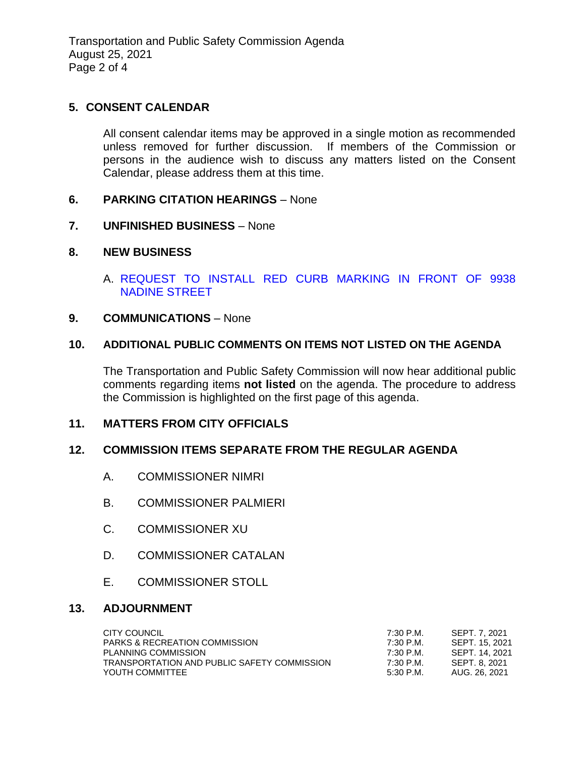## 5. CONSENT CALENDAR

All consent calendar items may be approved in a single motion as recommended unless removed for further discussion. If members of the Commission or persons in the audience wish to discuss any matters listed on the Consent Calendar, please address them at this time.

## 6. PARKING CITATION HEARINGS – None

## 7. UNFINISHED BUSINESS – None

## 8. NEW BUSINESS

A. REQUEST TO INSTALL RED CURB MARKING IN FRONT OF 9938 NADINE STREET

## 9. COMMUNICATIONS – None

## 10. ADDITIONAL PUBLIC COMMENTS ON ITEMS NOT LISTED ON THE AGENDA

The Transportation and Public Safety Commission will now hear additional public comments regarding items **not listed** on the agenda. The procedure to address the Commission is highlighted on the first page of this agenda.

## 11. MATTERS FROM CITY OFFICIALS

## 12. COMMISSION ITEMS SEPARATE FROM THE REGULAR AGENDA

A. COMMISSIONER NIMRI

B. COMMISSIONER PALMIERI

C. COMMISSIONER XU

D. COMMISSIONER CATALAN

E. COMMISSIONER STOLL

## 13. ADJOURNMENT

| | | |
|---|---|---|
| CITY COUNCIL | 7:30 P.M. | SEPT. 7, 2021 |
| PARKS & RECREATION COMMISSION | 7:30 P.M. | SEPT. 15, 2021 |
| PLANNING COMMISSION | 7:30 P.M. | SEPT. 14, 2021 |
| TRANSPORTATION AND PUBLIC SAFETY COMMISSION | 7:30 P.M. | SEPT. 8, 2021 |
| YOUTH COMMITTEE | 5:30 P.M. | AUG. 26, 2021 |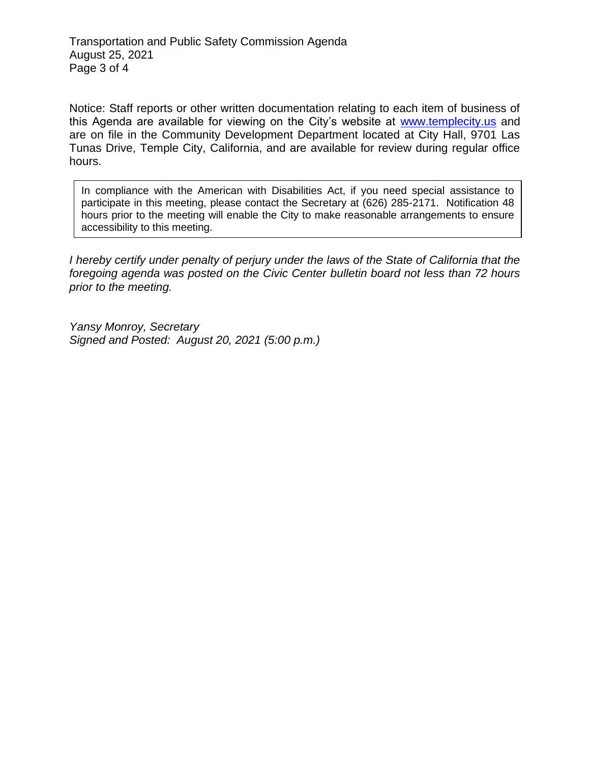Notice: Staff reports or other written documentation relating to each item of business of this Agenda are available for viewing on the City's website at [www.templecity.us](http://www.templecity.us) and are on file in the Community Development Department located at City Hall, 9701 Las Tunas Drive, Temple City, California, and are available for review during regular office hours.

In compliance with the American with Disabilities Act, if you need special assistance to participate in this meeting, please contact the Secretary at (626) 285-2171. Notification 48 hours prior to the meeting will enable the City to make reasonable arrangements to ensure accessibility to this meeting.

*I hereby certify under penalty of perjury under the laws of the State of California that the foregoing agenda was posted on the Civic Center bulletin board not less than 72 hours prior to the meeting.*

*Yansy Monroy, Secretary*
*Signed and Posted: August 20, 2021 (5:00 p.m.)*